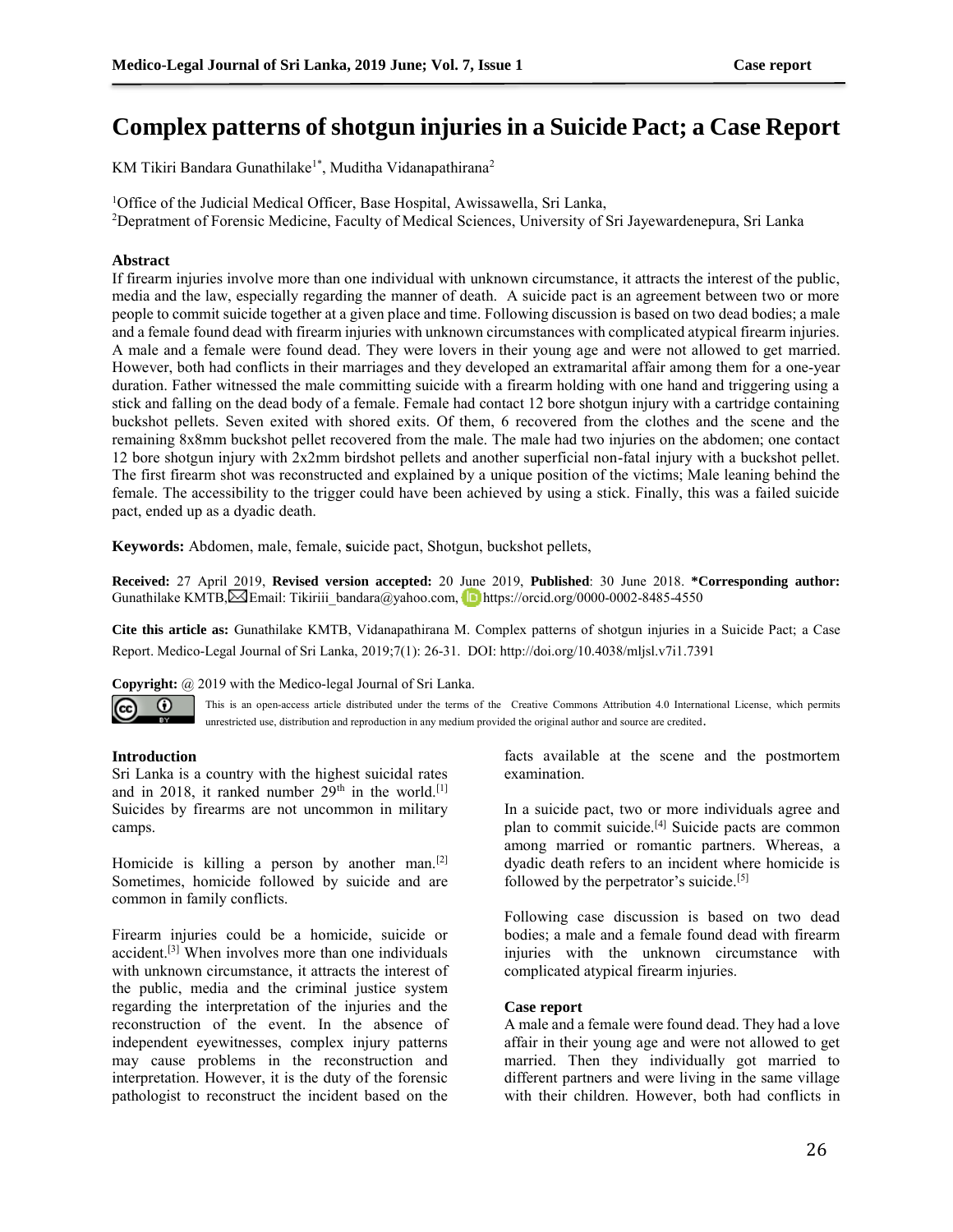# Complex patterns of shotgun injuries in a Suicide Pact; a Case Report

KM Tikiri Bandara Gunathilake[1*], Muditha Vidanapathirana[2]

[1]Office of the Judicial Medical Officer, Base Hospital, Awissawella, Sri Lanka,
[2]Depratment of Forensic Medicine, Faculty of Medical Sciences, University of Sri Jayewardenepura, Sri Lanka

## Abstract

If firearm injuries involve more than one individual with unknown circumstance, it attracts the interest of the public, media and the law, especially regarding the manner of death. A suicide pact is an agreement between two or more people to commit suicide together at a given place and time. Following discussion is based on two dead bodies; a male and a female found dead with firearm injuries with unknown circumstances with complicated atypical firearm injuries. A male and a female were found dead. They were lovers in their young age and were not allowed to get married. However, both had conflicts in their marriages and they developed an extramarital affair among them for a one-year duration. Father witnessed the male committing suicide with a firearm holding with one hand and triggering using a stick and falling on the dead body of a female. Female had contact 12 bore shotgun injury with a cartridge containing buckshot pellets. Seven exited with shored exits. Of them, 6 recovered from the clothes and the scene and the remaining 8x8mm buckshot pellet recovered from the male. The male had two injuries on the abdomen; one contact 12 bore shotgun injury with 2x2mm birdshot pellets and another superficial non-fatal injury with a buckshot pellet. The first firearm shot was reconstructed and explained by a unique position of the victims; Male leaning behind the female. The accessibility to the trigger could have been achieved by using a stick. Finally, this was a failed suicide pact, ended up as a dyadic death.

**Keywords:** Abdomen, male, female, **s**uicide pact, Shotgun, buckshot pellets,

**Received:** 27 April 2019, **Revised version accepted:** 20 June 2019, **Published**: 30 June 2018. **\*Corresponding author:** Gunathilake KMTB, Email: Tikiriii_bandara@yahoo.com, https://orcid.org/0000-0002-8485-4550

**Cite this article as:** Gunathilake KMTB, Vidanapathirana M. Complex patterns of shotgun injuries in a Suicide Pact; a Case Report. Medico-Legal Journal of Sri Lanka, 2019;7(1): 26-31. DOI: http://doi.org/10.4038/mljsl.v7i1.7391

**Copyright:** @ 2019 with the Medico-legal Journal of Sri Lanka.

This is an open-access article distributed under the terms of the Creative Commons Attribution 4.0 International License, which permits unrestricted use, distribution and reproduction in any medium provided the original author and source are credited.

## Introduction

Sri Lanka is a country with the highest suicidal rates and in 2018, it ranked number 29th in the world.[1] Suicides by firearms are not uncommon in military camps.

Homicide is killing a person by another man.[2] Sometimes, homicide followed by suicide and are common in family conflicts.

Firearm injuries could be a homicide, suicide or accident.[3] When involves more than one individuals with unknown circumstance, it attracts the interest of the public, media and the criminal justice system regarding the interpretation of the injuries and the reconstruction of the event. In the absence of independent eyewitnesses, complex injury patterns may cause problems in the reconstruction and interpretation. However, it is the duty of the forensic pathologist to reconstruct the incident based on the facts available at the scene and the postmortem examination.

In a suicide pact, two or more individuals agree and plan to commit suicide.[4] Suicide pacts are common among married or romantic partners. Whereas, a dyadic death refers to an incident where homicide is followed by the perpetrator's suicide.[5]

Following case discussion is based on two dead bodies; a male and a female found dead with firearm injuries with the unknown circumstance with complicated atypical firearm injuries.

## Case report

A male and a female were found dead. They had a love affair in their young age and were not allowed to get married. Then they individually got married to different partners and were living in the same village with their children. However, both had conflicts in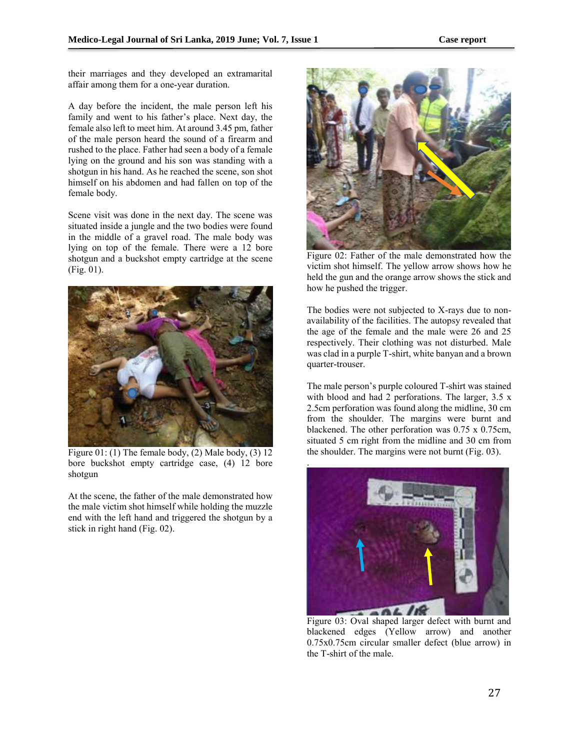their marriages and they developed an extramarital affair among them for a one-year duration.

A day before the incident, the male person left his family and went to his father's place. Next day, the female also left to meet him. At around 3.45 pm, father of the male person heard the sound of a firearm and rushed to the place. Father had seen a body of a female lying on the ground and his son was standing with a shotgun in his hand. As he reached the scene, son shot himself on his abdomen and had fallen on top of the female body.

Scene visit was done in the next day. The scene was situated inside a jungle and the two bodies were found in the middle of a gravel road. The male body was lying on top of the female. There were a 12 bore shotgun and a buckshot empty cartridge at the scene (Fig. 01).

Figure 01: (1) The female body, (2) Male body, (3) 12 bore buckshot empty cartridge case, (4) 12 bore shotgun

At the scene, the father of the male demonstrated how the male victim shot himself while holding the muzzle end with the left hand and triggered the shotgun by a stick in right hand (Fig. 02).

Figure 02: Father of the male demonstrated how the victim shot himself. The yellow arrow shows how he held the gun and the orange arrow shows the stick and how he pushed the trigger.

The bodies were not subjected to X-rays due to non-availability of the facilities. The autopsy revealed that the age of the female and the male were 26 and 25 respectively. Their clothing was not disturbed. Male was clad in a purple T-shirt, white banyan and a brown quarter-trouser.

The male person's purple coloured T-shirt was stained with blood and had 2 perforations. The larger, 3.5 x 2.5cm perforation was found along the midline, 30 cm from the shoulder. The margins were burnt and blackened. The other perforation was 0.75 x 0.75cm, situated 5 cm right from the midline and 30 cm from the shoulder. The margins were not burnt (Fig. 03).

Figure 03: Oval shaped larger defect with burnt and blackened edges (Yellow arrow) and another 0.75x0.75cm circular smaller defect (blue arrow) in the T-shirt of the male.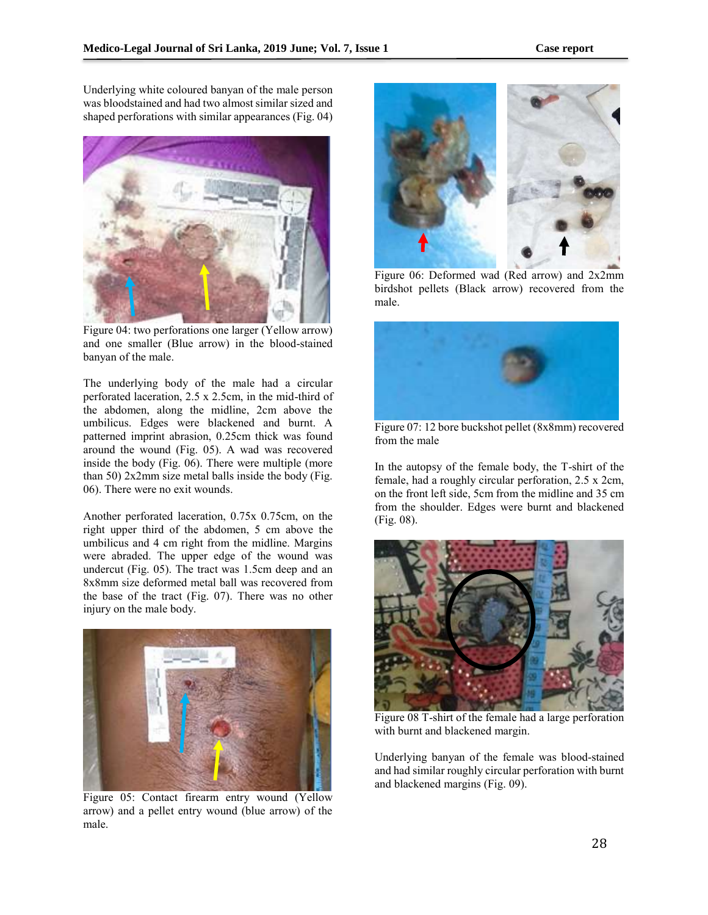Underlying white coloured banyan of the male person was bloodstained and had two almost similar sized and shaped perforations with similar appearances (Fig. 04)

Figure 04: two perforations one larger (Yellow arrow) and one smaller (Blue arrow) in the blood-stained banyan of the male.

The underlying body of the male had a circular perforated laceration, 2.5 x 2.5cm, in the mid-third of the abdomen, along the midline, 2cm above the umbilicus. Edges were blackened and burnt. A patterned imprint abrasion, 0.25cm thick was found around the wound (Fig. 05). A wad was recovered inside the body (Fig. 06). There were multiple (more than 50) 2x2mm size metal balls inside the body (Fig. 06). There were no exit wounds.

Another perforated laceration, 0.75x 0.75cm, on the right upper third of the abdomen, 5 cm above the umbilicus and 4 cm right from the midline. Margins were abraded. The upper edge of the wound was undercut (Fig. 05). The tract was 1.5cm deep and an 8x8mm size deformed metal ball was recovered from the base of the tract (Fig. 07). There was no other injury on the male body.

Figure 05: Contact firearm entry wound (Yellow arrow) and a pellet entry wound (blue arrow) of the male.

Figure 06: Deformed wad (Red arrow) and 2x2mm birdshot pellets (Black arrow) recovered from the male.

Figure 07: 12 bore buckshot pellet (8x8mm) recovered from the male

In the autopsy of the female body, the T-shirt of the female, had a roughly circular perforation, 2.5 x 2cm, on the front left side, 5cm from the midline and 35 cm from the shoulder. Edges were burnt and blackened (Fig. 08).

Figure 08 T-shirt of the female had a large perforation with burnt and blackened margin.

Underlying banyan of the female was blood-stained and had similar roughly circular perforation with burnt and blackened margins (Fig. 09).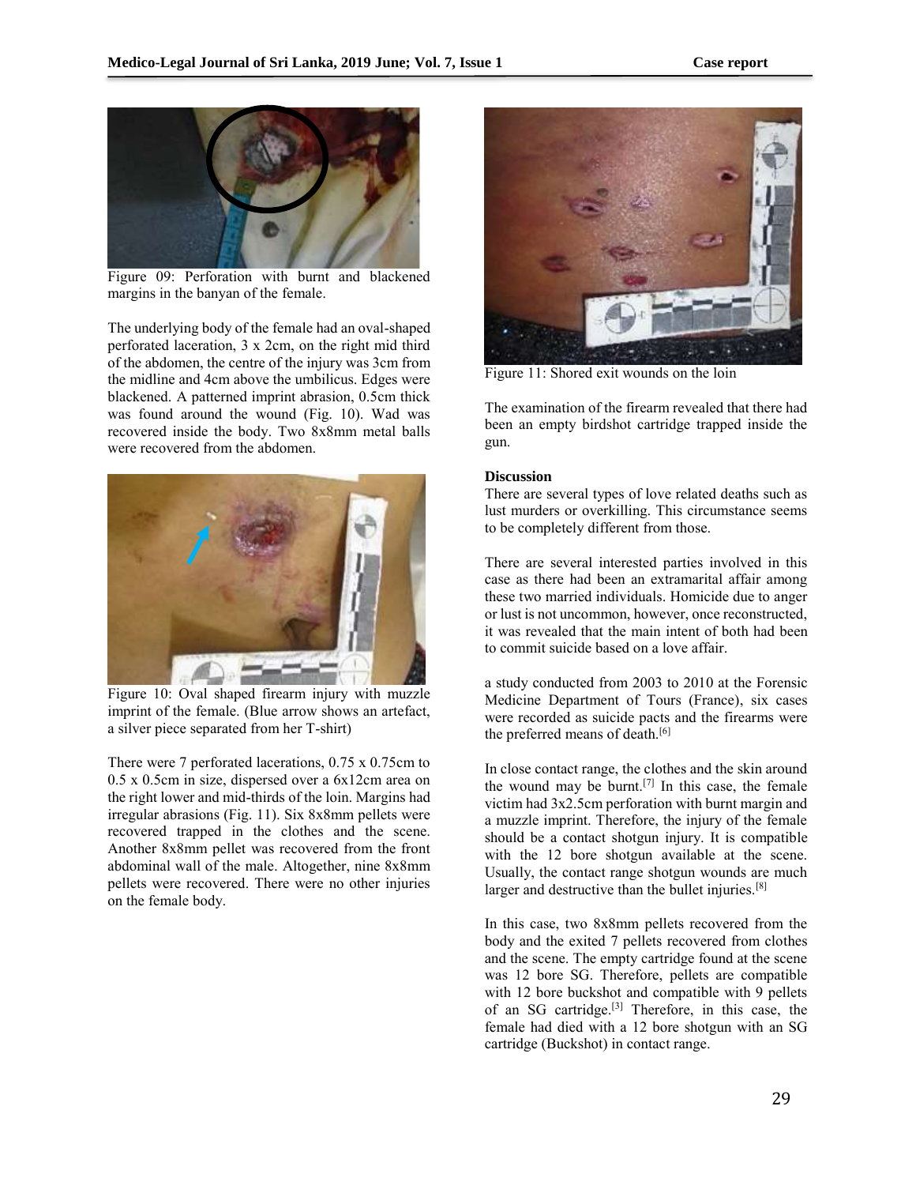Figure 09: Perforation with burnt and blackened margins in the banyan of the female.

The underlying body of the female had an oval-shaped perforated laceration, 3 x 2cm, on the right mid third of the abdomen, the centre of the injury was 3cm from the midline and 4cm above the umbilicus. Edges were blackened. A patterned imprint abrasion, 0.5cm thick was found around the wound (Fig. 10). Wad was recovered inside the body. Two 8x8mm metal balls were recovered from the abdomen.

Figure 10: Oval shaped firearm injury with muzzle imprint of the female. (Blue arrow shows an artefact, a silver piece separated from her T-shirt)

There were 7 perforated lacerations, 0.75 x 0.75cm to 0.5 x 0.5cm in size, dispersed over a 6x12cm area on the right lower and mid-thirds of the loin. Margins had irregular abrasions (Fig. 11). Six 8x8mm pellets were recovered trapped in the clothes and the scene. Another 8x8mm pellet was recovered from the front abdominal wall of the male. Altogether, nine 8x8mm pellets were recovered. There were no other injuries on the female body.

Figure 11: Shored exit wounds on the loin

The examination of the firearm revealed that there had been an empty birdshot cartridge trapped inside the gun.

**Discussion**

There are several types of love related deaths such as lust murders or overkilling. This circumstance seems to be completely different from those.

There are several interested parties involved in this case as there had been an extramarital affair among these two married individuals. Homicide due to anger or lust is not uncommon, however, once reconstructed, it was revealed that the main intent of both had been to commit suicide based on a love affair.

a study conducted from 2003 to 2010 at the Forensic Medicine Department of Tours (France), six cases were recorded as suicide pacts and the firearms were the preferred means of death.[6]

In close contact range, the clothes and the skin around the wound may be burnt.[7] In this case, the female victim had 3x2.5cm perforation with burnt margin and a muzzle imprint. Therefore, the injury of the female should be a contact shotgun injury. It is compatible with the 12 bore shotgun available at the scene. Usually, the contact range shotgun wounds are much larger and destructive than the bullet injuries.[8]

In this case, two 8x8mm pellets recovered from the body and the exited 7 pellets recovered from clothes and the scene. The empty cartridge found at the scene was 12 bore SG. Therefore, pellets are compatible with 12 bore buckshot and compatible with 9 pellets of an SG cartridge.[3] Therefore, in this case, the female had died with a 12 bore shotgun with an SG cartridge (Buckshot) in contact range.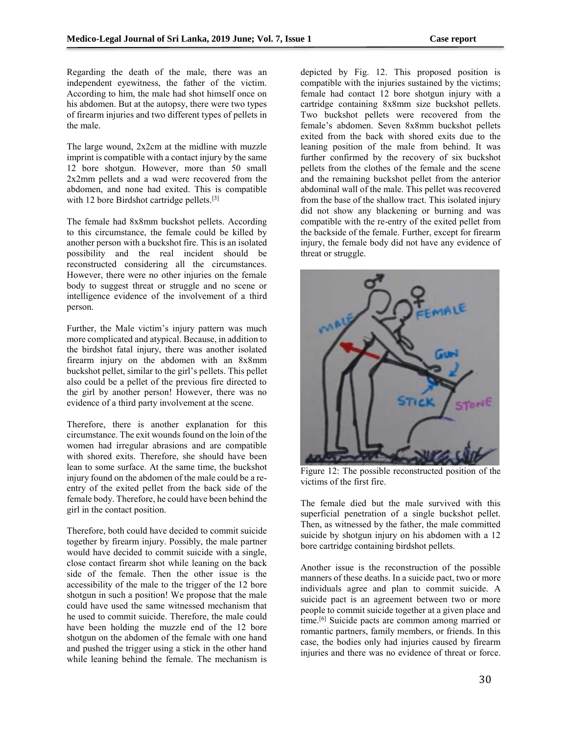Regarding the death of the male, there was an independent eyewitness, the father of the victim. According to him, the male had shot himself once on his abdomen. But at the autopsy, there were two types of firearm injuries and two different types of pellets in the male.

The large wound, 2x2cm at the midline with muzzle imprint is compatible with a contact injury by the same 12 bore shotgun. However, more than 50 small 2x2mm pellets and a wad were recovered from the abdomen, and none had exited. This is compatible with 12 bore Birdshot cartridge pellets.[3]

The female had 8x8mm buckshot pellets. According to this circumstance, the female could be killed by another person with a buckshot fire. This is an isolated possibility and the real incident should be reconstructed considering all the circumstances. However, there were no other injuries on the female body to suggest threat or struggle and no scene or intelligence evidence of the involvement of a third person.

Further, the Male victim's injury pattern was much more complicated and atypical. Because, in addition to the birdshot fatal injury, there was another isolated firearm injury on the abdomen with an 8x8mm buckshot pellet, similar to the girl's pellets. This pellet also could be a pellet of the previous fire directed to the girl by another person! However, there was no evidence of a third party involvement at the scene.

Therefore, there is another explanation for this circumstance. The exit wounds found on the loin of the women had irregular abrasions and are compatible with shored exits. Therefore, she should have been lean to some surface. At the same time, the buckshot injury found on the abdomen of the male could be a re-entry of the exited pellet from the back side of the female body. Therefore, he could have been behind the girl in the contact position.

Therefore, both could have decided to commit suicide together by firearm injury. Possibly, the male partner would have decided to commit suicide with a single, close contact firearm shot while leaning on the back side of the female. Then the other issue is the accessibility of the male to the trigger of the 12 bore shotgun in such a position! We propose that the male could have used the same witnessed mechanism that he used to commit suicide. Therefore, the male could have been holding the muzzle end of the 12 bore shotgun on the abdomen of the female with one hand and pushed the trigger using a stick in the other hand while leaning behind the female. The mechanism is depicted by Fig. 12. This proposed position is compatible with the injuries sustained by the victims; female had contact 12 bore shotgun injury with a cartridge containing 8x8mm size buckshot pellets. Two buckshot pellets were recovered from the female's abdomen. Seven 8x8mm buckshot pellets exited from the back with shored exits due to the leaning position of the male from behind. It was further confirmed by the recovery of six buckshot pellets from the clothes of the female and the scene and the remaining buckshot pellet from the anterior abdominal wall of the male. This pellet was recovered from the base of the shallow tract. This isolated injury did not show any blackening or burning and was compatible with the re-entry of the exited pellet from the backside of the female. Further, except for firearm injury, the female body did not have any evidence of threat or struggle.

Figure 12: The possible reconstructed position of the victims of the first fire.

The female died but the male survived with this superficial penetration of a single buckshot pellet. Then, as witnessed by the father, the male committed suicide by shotgun injury on his abdomen with a 12 bore cartridge containing birdshot pellets.

Another issue is the reconstruction of the possible manners of these deaths. In a suicide pact, two or more individuals agree and plan to commit suicide. A suicide pact is an agreement between two or more people to commit suicide together at a given place and time.[6] Suicide pacts are common among married or romantic partners, family members, or friends. In this case, the bodies only had injuries caused by firearm injuries and there was no evidence of threat or force.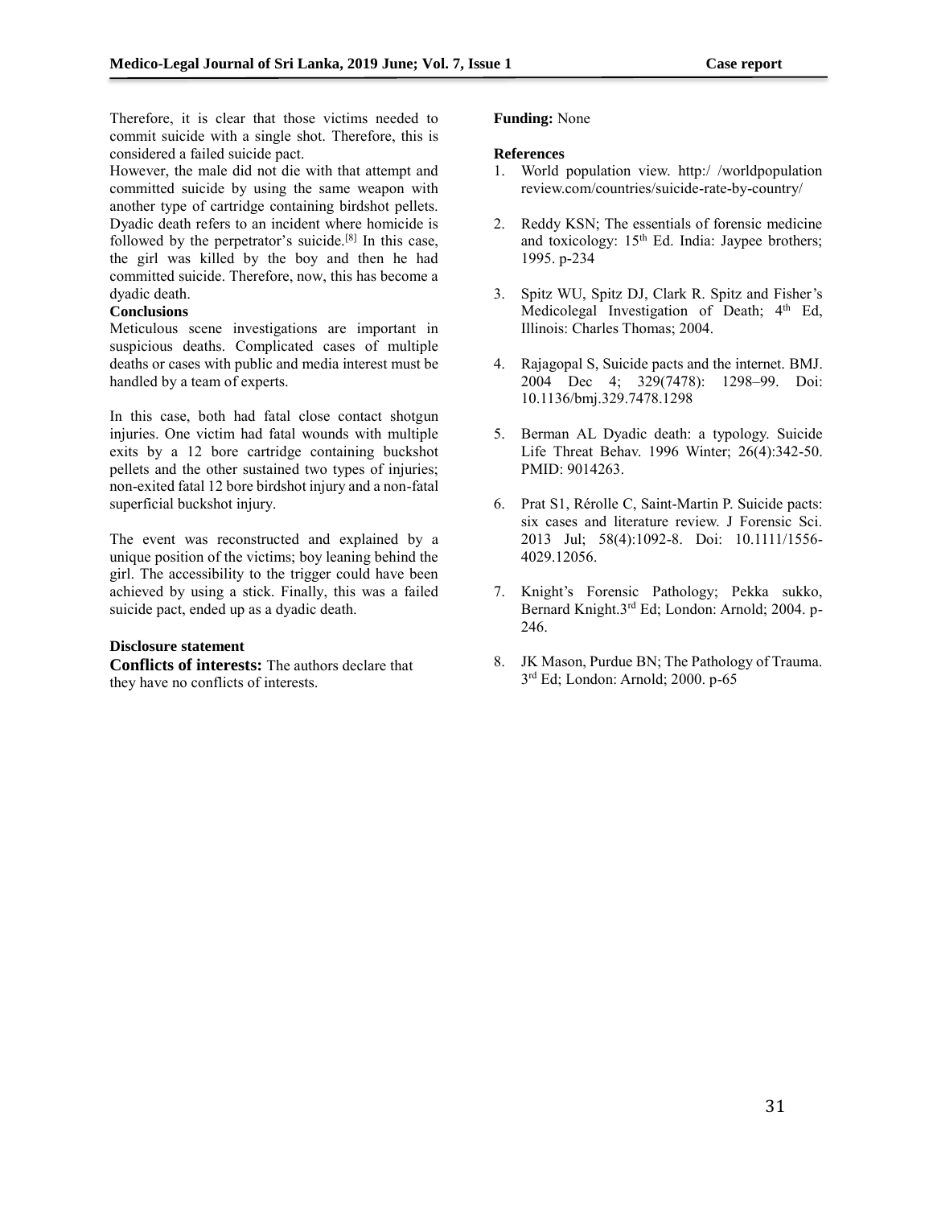Therefore, it is clear that those victims needed to commit suicide with a single shot. Therefore, this is considered a failed suicide pact.

However, the male did not die with that attempt and committed suicide by using the same weapon with another type of cartridge containing birdshot pellets. Dyadic death refers to an incident where homicide is followed by the perpetrator's suicide.[8] In this case, the girl was killed by the boy and then he had committed suicide. Therefore, now, this has become a dyadic death.

**Conclusions**

Meticulous scene investigations are important in suspicious deaths. Complicated cases of multiple deaths or cases with public and media interest must be handled by a team of experts.

In this case, both had fatal close contact shotgun injuries. One victim had fatal wounds with multiple exits by a 12 bore cartridge containing buckshot pellets and the other sustained two types of injuries; non-exited fatal 12 bore birdshot injury and a non-fatal superficial buckshot injury.

The event was reconstructed and explained by a unique position of the victims; boy leaning behind the girl. The accessibility to the trigger could have been achieved by using a stick. Finally, this was a failed suicide pact, ended up as a dyadic death.

**Disclosure statement**

**Conflicts of interests:** The authors declare that they have no conflicts of interests.

**Funding:** None

**References**

1. World population view. http:/ /worldpopulation review.com/countries/suicide-rate-by-country/
2. Reddy KSN; The essentials of forensic medicine and toxicology: 15th Ed. India: Jaypee brothers; 1995. p-234
3. Spitz WU, Spitz DJ, Clark R. Spitz and Fisher's Medicolegal Investigation of Death; 4th Ed, Illinois: Charles Thomas; 2004.
4. Rajagopal S, Suicide pacts and the internet. BMJ. 2004 Dec 4; 329(7478): 1298–99. Doi: 10.1136/bmj.329.7478.1298
5. Berman AL Dyadic death: a typology. Suicide Life Threat Behav. 1996 Winter; 26(4):342-50. PMID: 9014263.
6. Prat S1, Rérolle C, Saint-Martin P. Suicide pacts: six cases and literature review. J Forensic Sci. 2013 Jul; 58(4):1092-8. Doi: 10.1111/1556-4029.12056.
7. Knight's Forensic Pathology; Pekka sukko, Bernard Knight.3rd Ed; London: Arnold; 2004. p-246.
8. JK Mason, Purdue BN; The Pathology of Trauma. 3rd Ed; London: Arnold; 2000. p-65